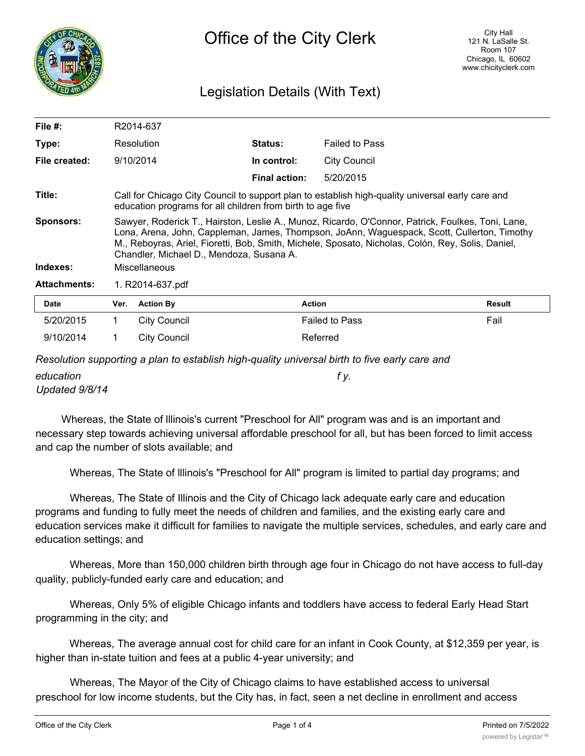# Office of the City Clerk

City Hall
121 N. LaSalle St.
Room 107
Chicago, IL 60602
www.chicityclerk.com

## Legislation Details (With Text)

| | | | |
|---|---|---|---|
| **File #:** | R2014-637 | | |
| **Type:** | Resolution | **Status:** | Failed to Pass |
| **File created:** | 9/10/2014 | **In control:** | City Council |
| | | **Final action:** | 5/20/2015 |

**Title:** Call for Chicago City Council to support plan to establish high-quality universal early care and education programs for all children from birth to age five

**Sponsors:** Sawyer, Roderick T., Hairston, Leslie A., Munoz, Ricardo, O'Connor, Patrick, Foulkes, Toni, Lane, Lona, Arena, John, Cappleman, James, Thompson, JoAnn, Waguespack, Scott, Cullerton, Timothy M., Reboyras, Ariel, Fioretti, Bob, Smith, Michele, Sposato, Nicholas, Colón, Rey, Solis, Daniel, Chandler, Michael D., Mendoza, Susana A.

**Indexes:** Miscellaneous

**Attachments:** 1. R2014-637.pdf

| Date | Ver. | Action By | Action | Result |
|---|---|---|---|---|
| 5/20/2015 | 1 | City Council | Failed to Pass | Fail |
| 9/10/2014 | 1 | City Council | Referred | |

*Resolution supporting a plan to establish high-quality universal birth to five early care and education f y.*
*Updated 9/8/14*

Whereas, the State of Illinois's current "Preschool for All" program was and is an important and necessary step towards achieving universal affordable preschool for all, but has been forced to limit access and cap the number of slots available; and

Whereas, The State of Illinois's "Preschool for All" program is limited to partial day programs; and

Whereas, The State of Illinois and the City of Chicago lack adequate early care and education programs and funding to fully meet the needs of children and families, and the existing early care and education services make it difficult for families to navigate the multiple services, schedules, and early care and education settings; and

Whereas, More than 150,000 children birth through age four in Chicago do not have access to full-day quality, publicly-funded early care and education; and

Whereas, Only 5% of eligible Chicago infants and toddlers have access to federal Early Head Start programming in the city; and

Whereas, The average annual cost for child care for an infant in Cook County, at $12,359 per year, is higher than in-state tuition and fees at a public 4-year university; and

Whereas, The Mayor of the City of Chicago claims to have established access to universal preschool for low income students, but the City has, in fact, seen a net decline in enrollment and access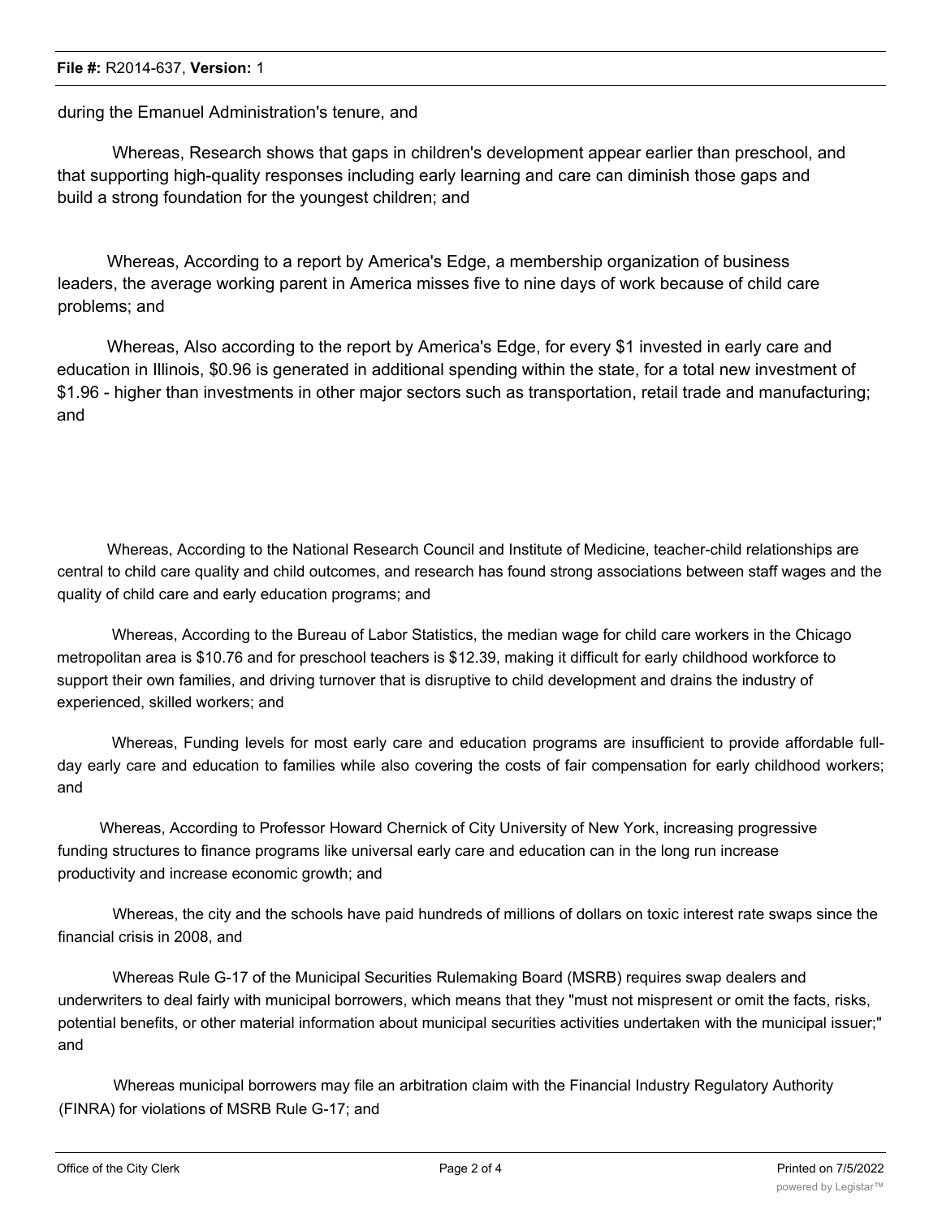during the Emanuel Administration's tenure, and

Whereas, Research shows that gaps in children's development appear earlier than preschool, and that supporting high-quality responses including early learning and care can diminish those gaps and build a strong foundation for the youngest children; and

Whereas, According to a report by America's Edge, a membership organization of business leaders, the average working parent in America misses five to nine days of work because of child care problems; and

Whereas, Also according to the report by America's Edge, for every $1 invested in early care and education in Illinois, $0.96 is generated in additional spending within the state, for a total new investment of $1.96 - higher than investments in other major sectors such as transportation, retail trade and manufacturing; and

Whereas, According to the National Research Council and Institute of Medicine, teacher-child relationships are central to child care quality and child outcomes, and research has found strong associations between staff wages and the quality of child care and early education programs; and

Whereas, According to the Bureau of Labor Statistics, the median wage for child care workers in the Chicago metropolitan area is $10.76 and for preschool teachers is $12.39, making it difficult for early childhood workforce to support their own families, and driving turnover that is disruptive to child development and drains the industry of experienced, skilled workers; and

Whereas, Funding levels for most early care and education programs are insufficient to provide affordable full-day early care and education to families while also covering the costs of fair compensation for early childhood workers; and

Whereas, According to Professor Howard Chernick of City University of New York, increasing progressive funding structures to finance programs like universal early care and education can in the long run increase productivity and increase economic growth; and

Whereas, the city and the schools have paid hundreds of millions of dollars on toxic interest rate swaps since the financial crisis in 2008, and

Whereas Rule G-17 of the Municipal Securities Rulemaking Board (MSRB) requires swap dealers and underwriters to deal fairly with municipal borrowers, which means that they "must not mispresent or omit the facts, risks, potential benefits, or other material information about municipal securities activities undertaken with the municipal issuer;" and

Whereas municipal borrowers may file an arbitration claim with the Financial Industry Regulatory Authority (FINRA) for violations of MSRB Rule G-17; and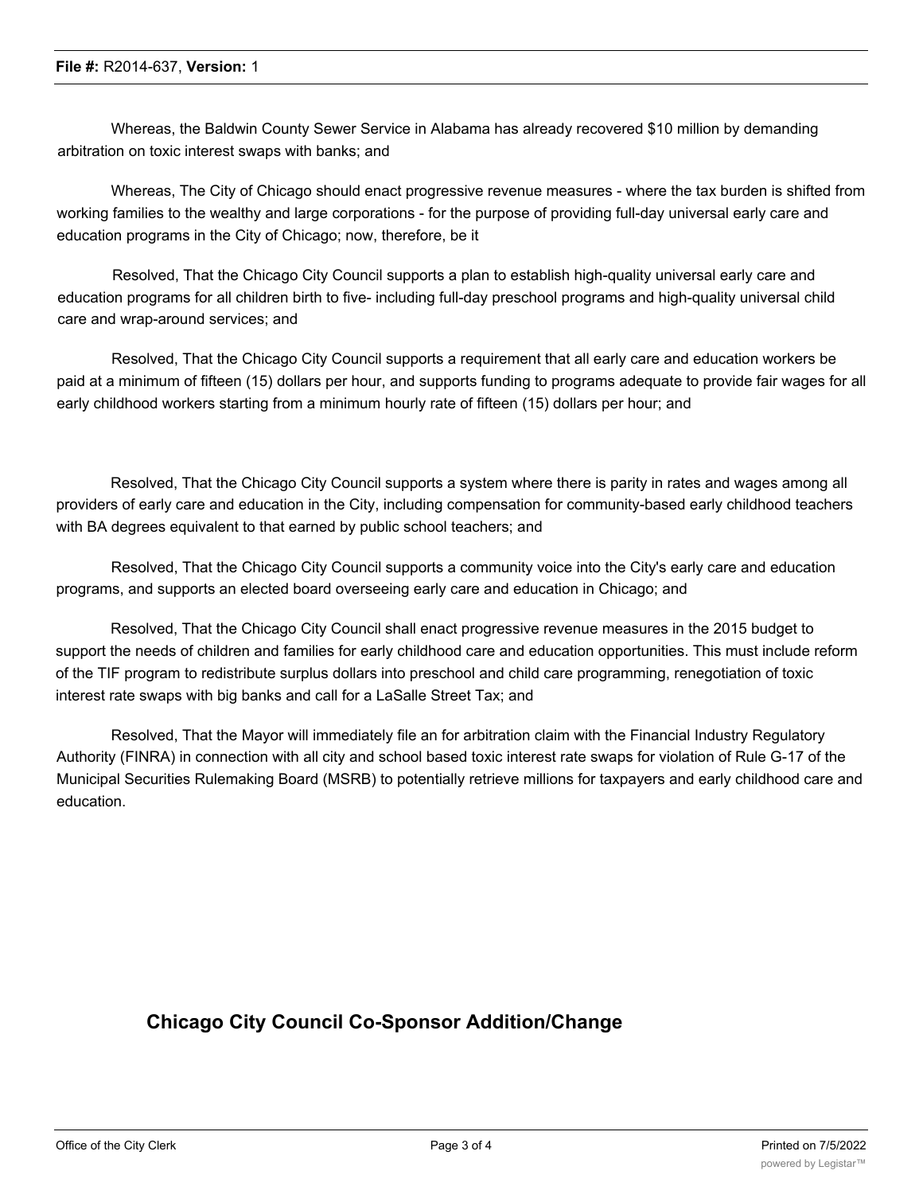Whereas, the Baldwin County Sewer Service in Alabama has already recovered $10 million by demanding arbitration on toxic interest swaps with banks; and

Whereas, The City of Chicago should enact progressive revenue measures - where the tax burden is shifted from working families to the wealthy and large corporations - for the purpose of providing full-day universal early care and education programs in the City of Chicago; now, therefore, be it

Resolved, That the Chicago City Council supports a plan to establish high-quality universal early care and education programs for all children birth to five- including full-day preschool programs and high-quality universal child care and wrap-around services; and

Resolved, That the Chicago City Council supports a requirement that all early care and education workers be paid at a minimum of fifteen (15) dollars per hour, and supports funding to programs adequate to provide fair wages for all early childhood workers starting from a minimum hourly rate of fifteen (15) dollars per hour; and

Resolved, That the Chicago City Council supports a system where there is parity in rates and wages among all providers of early care and education in the City, including compensation for community-based early childhood teachers with BA degrees equivalent to that earned by public school teachers; and

Resolved, That the Chicago City Council supports a community voice into the City's early care and education programs, and supports an elected board overseeing early care and education in Chicago; and

Resolved, That the Chicago City Council shall enact progressive revenue measures in the 2015 budget to support the needs of children and families for early childhood care and education opportunities. This must include reform of the TIF program to redistribute surplus dollars into preschool and child care programming, renegotiation of toxic interest rate swaps with big banks and call for a LaSalle Street Tax; and

Resolved, That the Mayor will immediately file an for arbitration claim with the Financial Industry Regulatory Authority (FINRA) in connection with all city and school based toxic interest rate swaps for violation of Rule G-17 of the Municipal Securities Rulemaking Board (MSRB) to potentially retrieve millions for taxpayers and early childhood care and education.

## Chicago City Council Co-Sponsor Addition/Change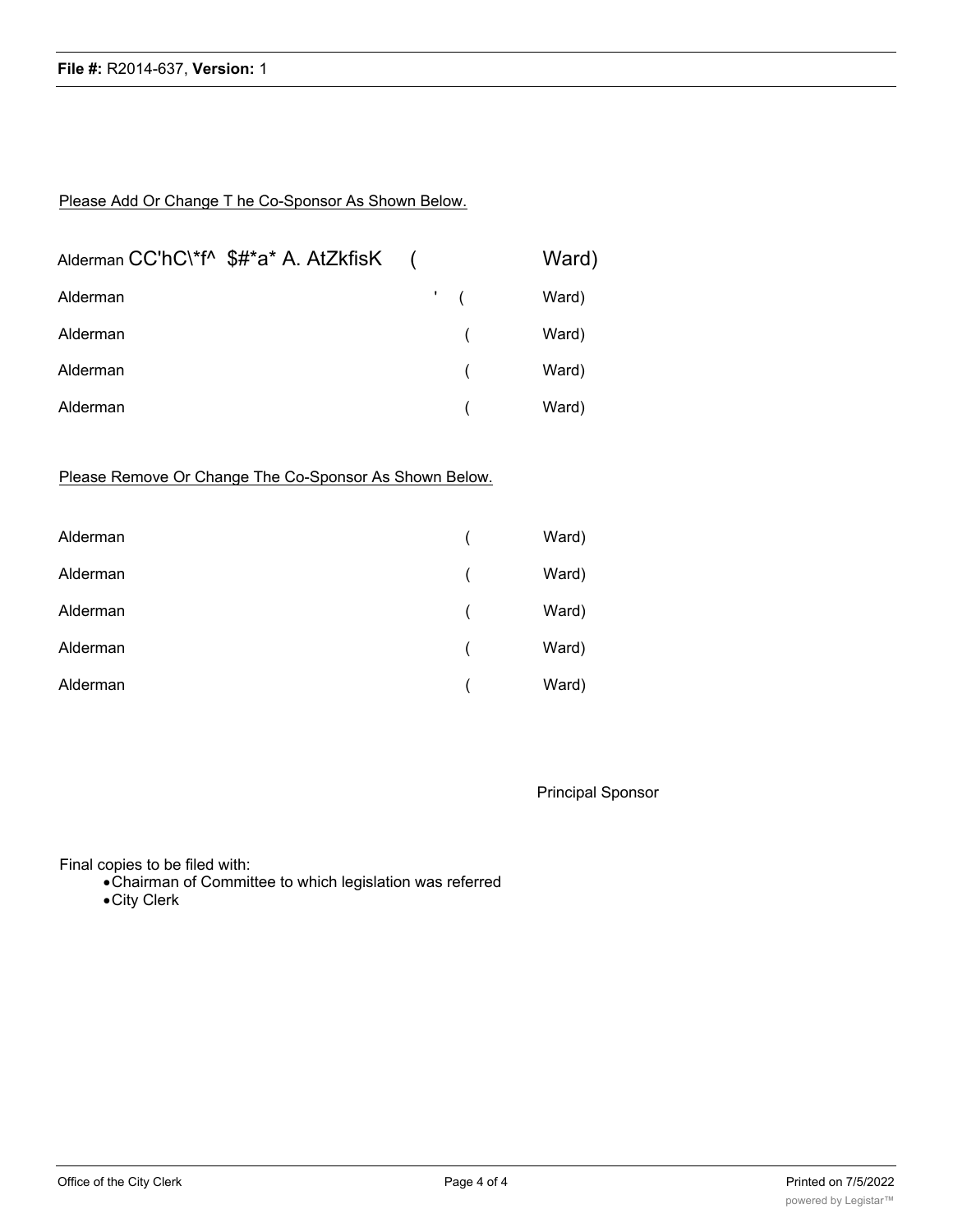Please Add Or Change T he Co-Sponsor As Shown Below.

Alderman CC'hC\*f^ $#*a* A. AtZkfisK ( Ward)

Alderman ' ( Ward)

Alderman ( Ward)

Alderman ( Ward)

Alderman ( Ward)

Please Remove Or Change The Co-Sponsor As Shown Below.

Alderman ( Ward)

Alderman ( Ward)

Alderman ( Ward)

Alderman ( Ward)

Alderman ( Ward)

Principal Sponsor

Final copies to be filed with:

- Chairman of Committee to which legislation was referred
- City Clerk